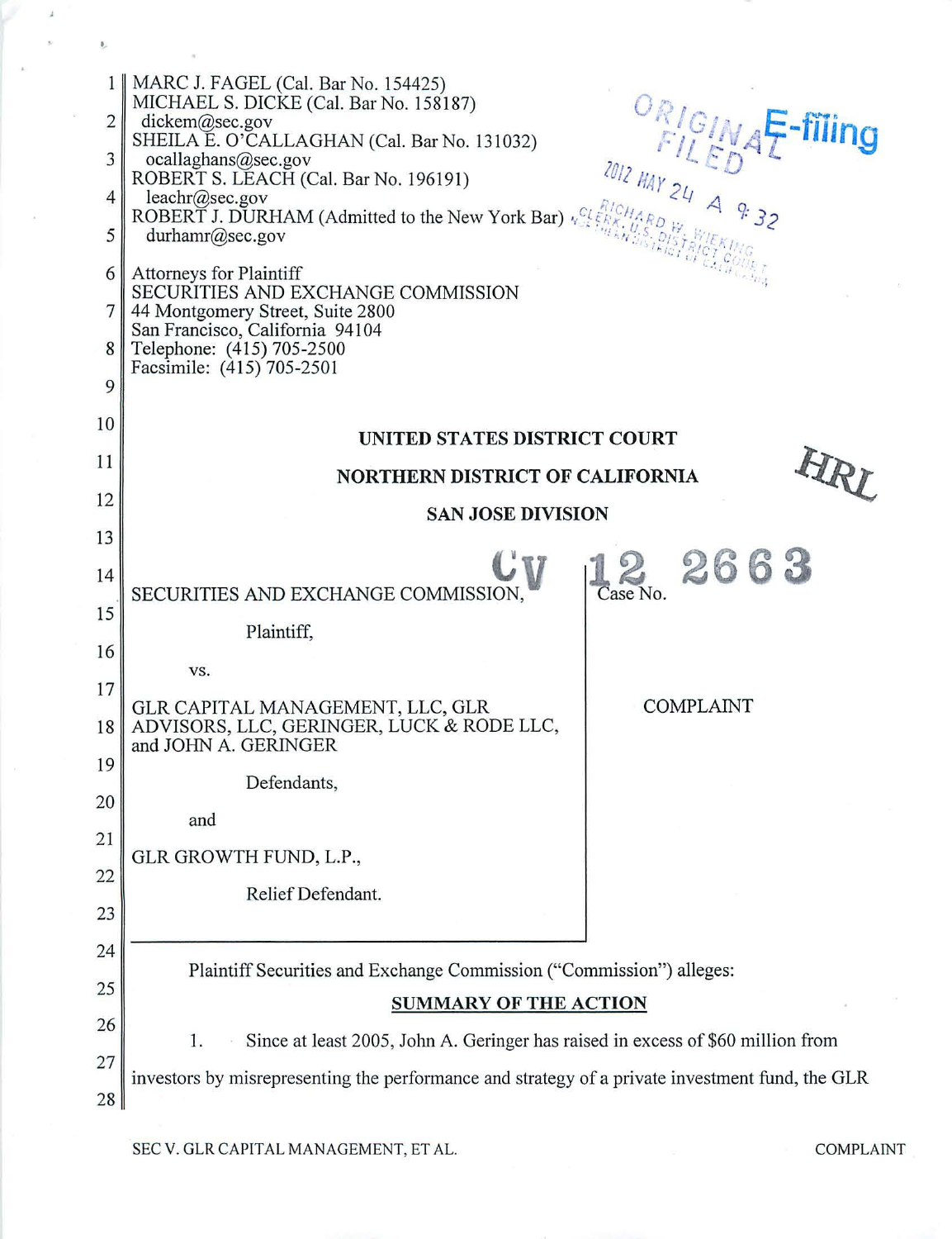MARC J. FAGEL (Cal. Bar No. 154425)
MICHAEL S. DICKE (Cal. Bar No. 158187)
dickem@sec.gov
SHEILA E. O'CALLAGHAN (Cal. Bar No. 131032)
ocallaghans@sec.gov
ROBERT S. LEACH (Cal. Bar No. 196191)
leachr@sec.gov
ROBERT J. DURHAM (Admitted to the New York Bar)
durhamr@sec.gov

Attorneys for Plaintiff
SECURITIES AND EXCHANGE COMMISSION
44 Montgomery Street, Suite 2800
San Francisco, California 94104
Telephone: (415) 705-2500
Facsimile: (415) 705-2501

ORIGINAL FILED
2012 MAY 24 A 9:32
RICHARD W. WIEKING
CLERK, U.S. DISTRICT COURT
NORTHERN DISTRICT OF CALIFORNIA

E-filing

**UNITED STATES DISTRICT COURT**

**NORTHERN DISTRICT OF CALIFORNIA**

**SAN JOSE DIVISION**

HRL

SECURITIES AND EXCHANGE COMMISSION,

Plaintiff,

vs.

GLR CAPITAL MANAGEMENT, LLC, GLR ADVISORS, LLC, GERINGER, LUCK & RODE LLC, and JOHN A. GERINGER

Defendants,

and

GLR GROWTH FUND, L.P.,

Relief Defendant.

Case No. CV 12 2663

COMPLAINT

Plaintiff Securities and Exchange Commission ("Commission") alleges:

**SUMMARY OF THE ACTION**

1. Since at least 2005, John A. Geringer has raised in excess of $60 million from investors by misrepresenting the performance and strategy of a private investment fund, the GLR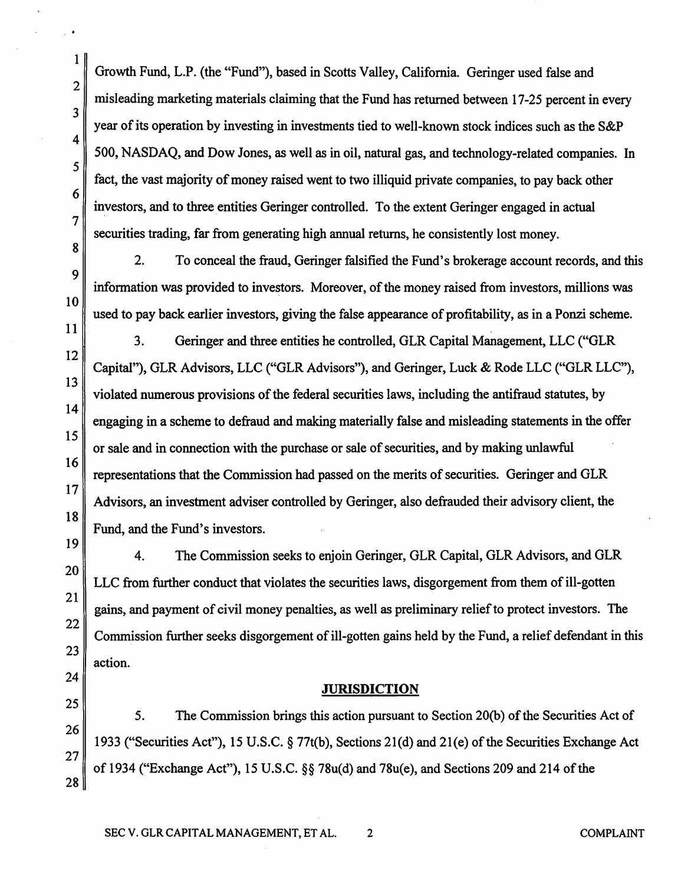Growth Fund, L.P. (the "Fund"), based in Scotts Valley, California. Geringer used false and misleading marketing materials claiming that the Fund has returned between 17-25 percent in every year of its operation by investing in investments tied to well-known stock indices such as the S&P 500, NASDAQ, and Dow Jones, as well as in oil, natural gas, and technology-related companies. In fact, the vast majority of money raised went to two illiquid private companies, to pay back other investors, and to three entities Geringer controlled. To the extent Geringer engaged in actual securities trading, far from generating high annual returns, he consistently lost money.

2. To conceal the fraud, Geringer falsified the Fund's brokerage account records, and this information was provided to investors. Moreover, of the money raised from investors, millions was used to pay back earlier investors, giving the false appearance of profitability, as in a Ponzi scheme.

3. Geringer and three entities he controlled, GLR Capital Management, LLC ("GLR Capital"), GLR Advisors, LLC ("GLR Advisors"), and Geringer, Luck & Rode LLC ("GLR LLC"), violated numerous provisions of the federal securities laws, including the antifraud statutes, by engaging in a scheme to defraud and making materially false and misleading statements in the offer or sale and in connection with the purchase or sale of securities, and by making unlawful representations that the Commission had passed on the merits of securities. Geringer and GLR Advisors, an investment adviser controlled by Geringer, also defrauded their advisory client, the Fund, and the Fund's investors.

4. The Commission seeks to enjoin Geringer, GLR Capital, GLR Advisors, and GLR LLC from further conduct that violates the securities laws, disgorgement from them of ill-gotten gains, and payment of civil money penalties, as well as preliminary relief to protect investors. The Commission further seeks disgorgement of ill-gotten gains held by the Fund, a relief defendant in this action.

## JURISDICTION

5. The Commission brings this action pursuant to Section 20(b) of the Securities Act of 1933 ("Securities Act"), 15 U.S.C. § 77t(b), Sections 21(d) and 21(e) of the Securities Exchange Act of 1934 ("Exchange Act"), 15 U.S.C. §§ 78u(d) and 78u(e), and Sections 209 and 214 of the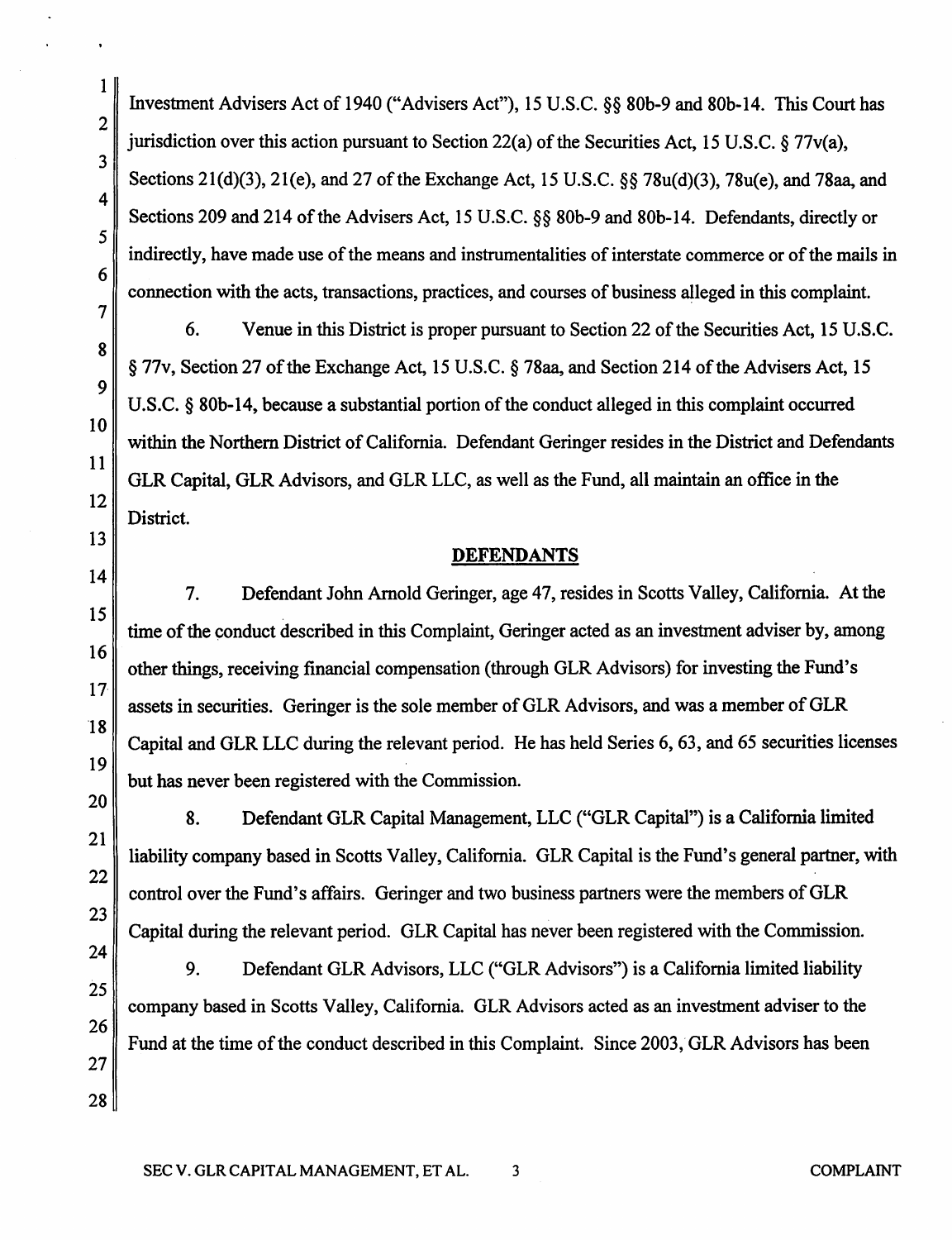Investment Advisers Act of 1940 ("Advisers Act"), 15 U.S.C. §§ 80b-9 and 80b-14. This Court has jurisdiction over this action pursuant to Section 22(a) of the Securities Act, 15 U.S.C. § 77v(a), Sections 21(d)(3), 21(e), and 27 of the Exchange Act, 15 U.S.C. §§ 78u(d)(3), 78u(e), and 78aa, and Sections 209 and 214 of the Advisers Act, 15 U.S.C. §§ 80b-9 and 80b-14. Defendants, directly or indirectly, have made use of the means and instrumentalities of interstate commerce or of the mails in connection with the acts, transactions, practices, and courses of business alleged in this complaint.

6. Venue in this District is proper pursuant to Section 22 of the Securities Act, 15 U.S.C. § 77v, Section 27 of the Exchange Act, 15 U.S.C. § 78aa, and Section 214 of the Advisers Act, 15 U.S.C. § 80b-14, because a substantial portion of the conduct alleged in this complaint occurred within the Northern District of California. Defendant Geringer resides in the District and Defendants GLR Capital, GLR Advisors, and GLR LLC, as well as the Fund, all maintain an office in the District.

## DEFENDANTS

7. Defendant John Arnold Geringer, age 47, resides in Scotts Valley, California. At the time of the conduct described in this Complaint, Geringer acted as an investment adviser by, among other things, receiving financial compensation (through GLR Advisors) for investing the Fund's assets in securities. Geringer is the sole member of GLR Advisors, and was a member of GLR Capital and GLR LLC during the relevant period. He has held Series 6, 63, and 65 securities licenses but has never been registered with the Commission.

8. Defendant GLR Capital Management, LLC ("GLR Capital") is a California limited liability company based in Scotts Valley, California. GLR Capital is the Fund's general partner, with control over the Fund's affairs. Geringer and two business partners were the members of GLR Capital during the relevant period. GLR Capital has never been registered with the Commission.

9. Defendant GLR Advisors, LLC ("GLR Advisors") is a California limited liability company based in Scotts Valley, California. GLR Advisors acted as an investment adviser to the Fund at the time of the conduct described in this Complaint. Since 2003, GLR Advisors has been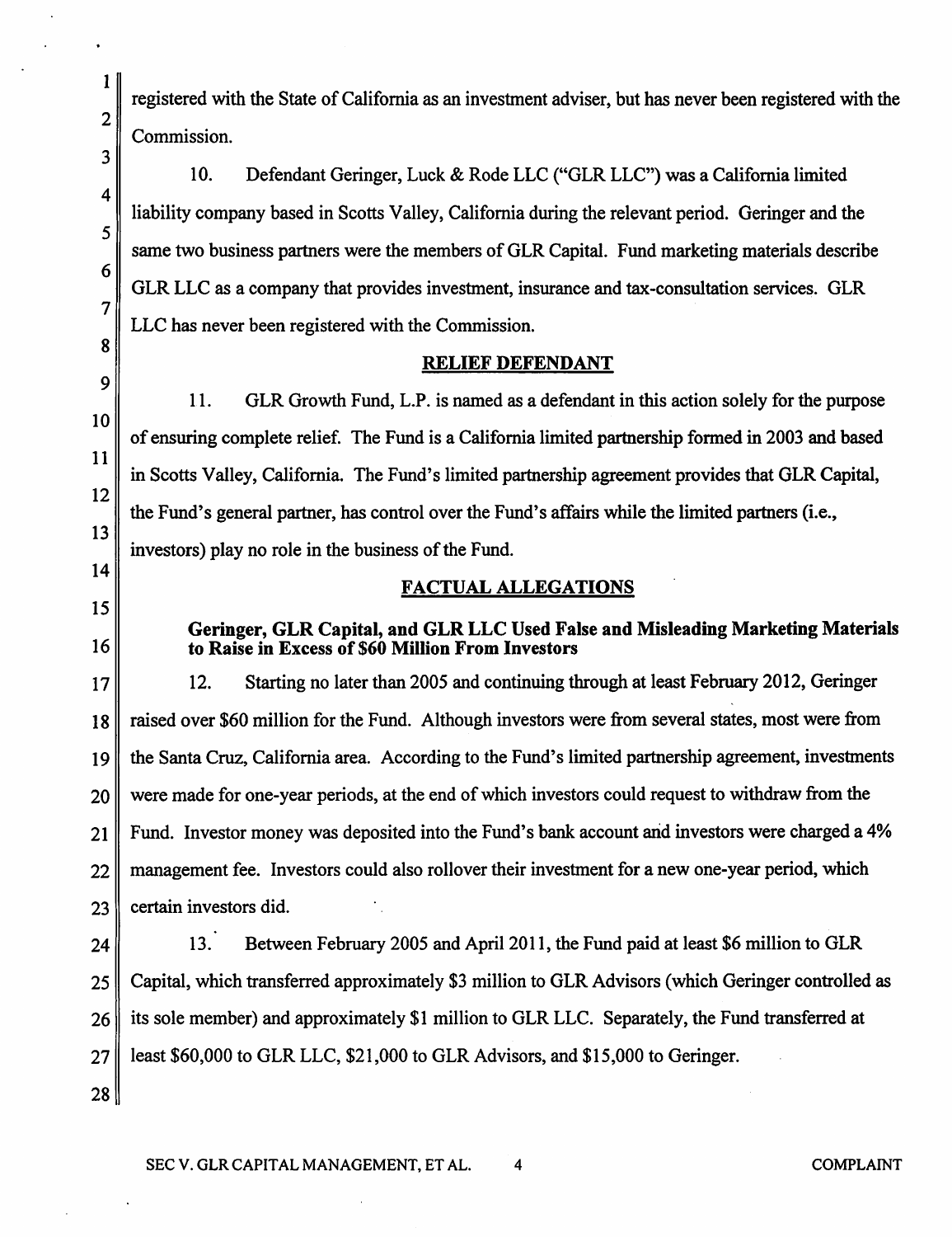registered with the State of California as an investment adviser, but has never been registered with the Commission.

10. Defendant Geringer, Luck & Rode LLC ("GLR LLC") was a California limited liability company based in Scotts Valley, California during the relevant period. Geringer and the same two business partners were the members of GLR Capital. Fund marketing materials describe GLR LLC as a company that provides investment, insurance and tax-consultation services. GLR LLC has never been registered with the Commission.

## RELIEF DEFENDANT

11. GLR Growth Fund, L.P. is named as a defendant in this action solely for the purpose of ensuring complete relief. The Fund is a California limited partnership formed in 2003 and based in Scotts Valley, California. The Fund's limited partnership agreement provides that GLR Capital, the Fund's general partner, has control over the Fund's affairs while the limited partners (i.e., investors) play no role in the business of the Fund.

## FACTUAL ALLEGATIONS

### Geringer, GLR Capital, and GLR LLC Used False and Misleading Marketing Materials to Raise in Excess of $60 Million From Investors

12. Starting no later than 2005 and continuing through at least February 2012, Geringer raised over $60 million for the Fund. Although investors were from several states, most were from the Santa Cruz, California area. According to the Fund's limited partnership agreement, investments were made for one-year periods, at the end of which investors could request to withdraw from the Fund. Investor money was deposited into the Fund's bank account and investors were charged a 4% management fee. Investors could also rollover their investment for a new one-year period, which certain investors did.

13. Between February 2005 and April 2011, the Fund paid at least $6 million to GLR Capital, which transferred approximately $3 million to GLR Advisors (which Geringer controlled as its sole member) and approximately $1 million to GLR LLC. Separately, the Fund transferred at least $60,000 to GLR LLC, $21,000 to GLR Advisors, and $15,000 to Geringer.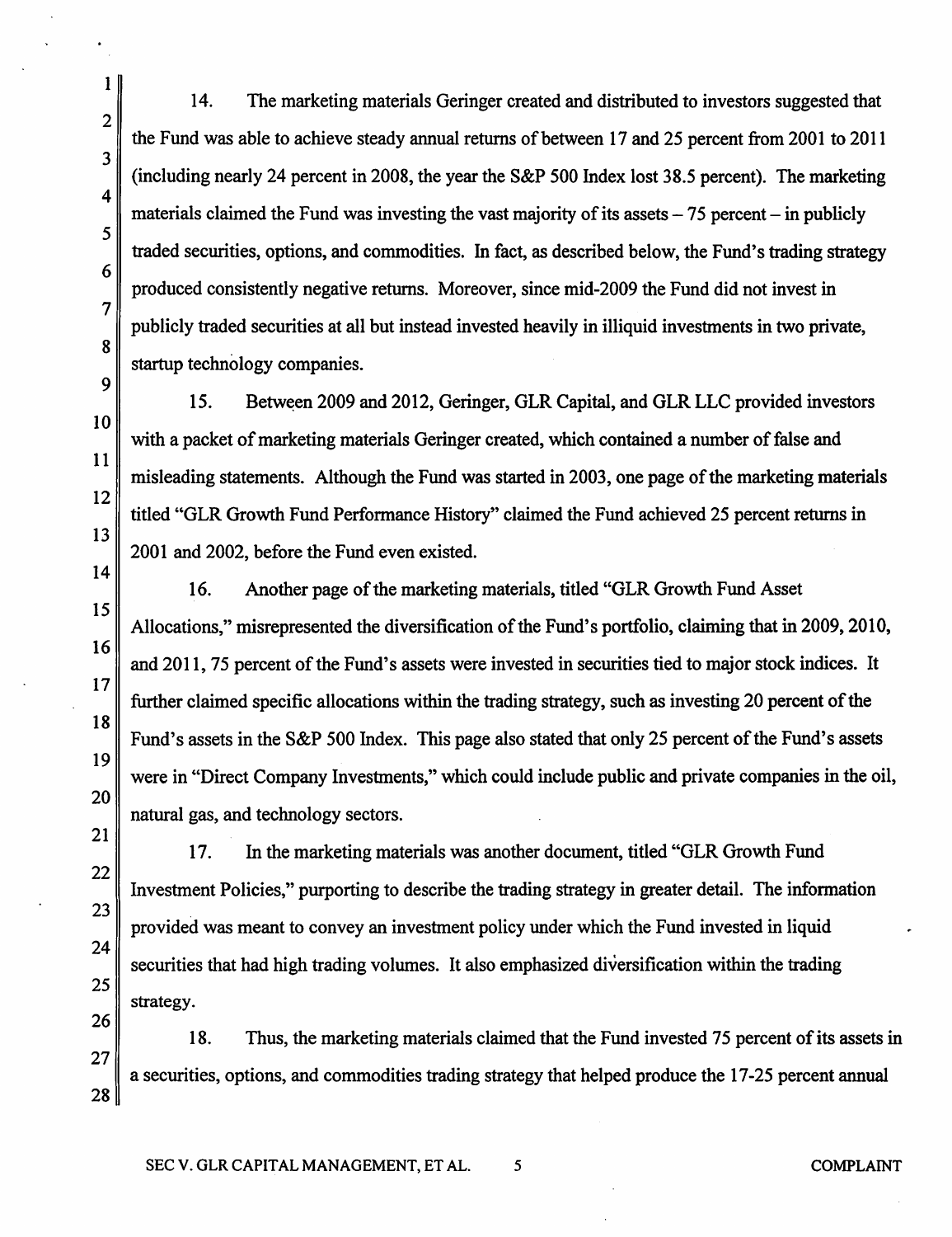14. The marketing materials Geringer created and distributed to investors suggested that the Fund was able to achieve steady annual returns of between 17 and 25 percent from 2001 to 2011 (including nearly 24 percent in 2008, the year the S&P 500 Index lost 38.5 percent). The marketing materials claimed the Fund was investing the vast majority of its assets – 75 percent – in publicly traded securities, options, and commodities. In fact, as described below, the Fund's trading strategy produced consistently negative returns. Moreover, since mid-2009 the Fund did not invest in publicly traded securities at all but instead invested heavily in illiquid investments in two private, startup technology companies.

15. Between 2009 and 2012, Geringer, GLR Capital, and GLR LLC provided investors with a packet of marketing materials Geringer created, which contained a number of false and misleading statements. Although the Fund was started in 2003, one page of the marketing materials titled "GLR Growth Fund Performance History" claimed the Fund achieved 25 percent returns in 2001 and 2002, before the Fund even existed.

16. Another page of the marketing materials, titled "GLR Growth Fund Asset Allocations," misrepresented the diversification of the Fund's portfolio, claiming that in 2009, 2010, and 2011, 75 percent of the Fund's assets were invested in securities tied to major stock indices. It further claimed specific allocations within the trading strategy, such as investing 20 percent of the Fund's assets in the S&P 500 Index. This page also stated that only 25 percent of the Fund's assets were in "Direct Company Investments," which could include public and private companies in the oil, natural gas, and technology sectors.

17. In the marketing materials was another document, titled "GLR Growth Fund Investment Policies," purporting to describe the trading strategy in greater detail. The information provided was meant to convey an investment policy under which the Fund invested in liquid securities that had high trading volumes. It also emphasized diversification within the trading strategy.

18. Thus, the marketing materials claimed that the Fund invested 75 percent of its assets in a securities, options, and commodities trading strategy that helped produce the 17-25 percent annual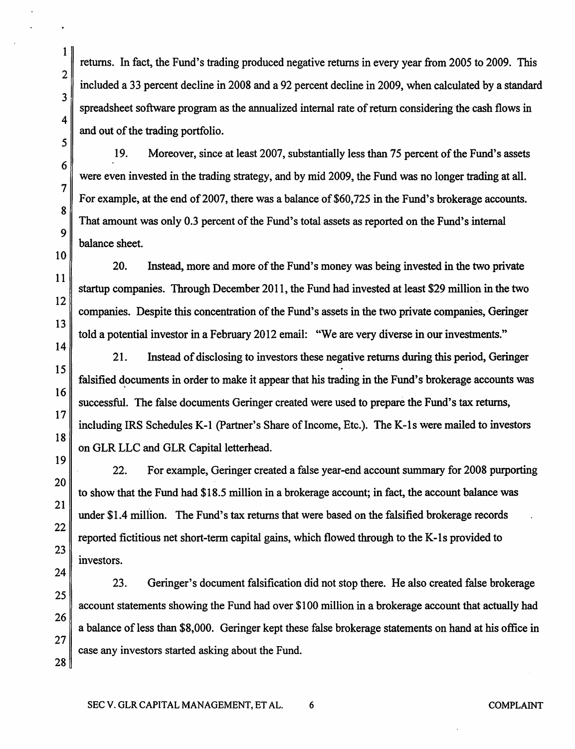returns. In fact, the Fund's trading produced negative returns in every year from 2005 to 2009. This included a 33 percent decline in 2008 and a 92 percent decline in 2009, when calculated by a standard spreadsheet software program as the annualized internal rate of return considering the cash flows in and out of the trading portfolio.

19. Moreover, since at least 2007, substantially less than 75 percent of the Fund's assets were even invested in the trading strategy, and by mid 2009, the Fund was no longer trading at all. For example, at the end of 2007, there was a balance of $60,725 in the Fund's brokerage accounts. That amount was only 0.3 percent of the Fund's total assets as reported on the Fund's internal balance sheet.

20. Instead, more and more of the Fund's money was being invested in the two private startup companies. Through December 2011, the Fund had invested at least $29 million in the two companies. Despite this concentration of the Fund's assets in the two private companies, Geringer told a potential investor in a February 2012 email: "We are very diverse in our investments."

21. Instead of disclosing to investors these negative returns during this period, Geringer falsified documents in order to make it appear that his trading in the Fund's brokerage accounts was successful. The false documents Geringer created were used to prepare the Fund's tax returns, including IRS Schedules K-1 (Partner's Share of Income, Etc.). The K-1s were mailed to investors on GLR LLC and GLR Capital letterhead.

22. For example, Geringer created a false year-end account summary for 2008 purporting to show that the Fund had $18.5 million in a brokerage account; in fact, the account balance was under $1.4 million. The Fund's tax returns that were based on the falsified brokerage records reported fictitious net short-term capital gains, which flowed through to the K-1s provided to investors.

23. Geringer's document falsification did not stop there. He also created false brokerage account statements showing the Fund had over $100 million in a brokerage account that actually had a balance of less than $8,000. Geringer kept these false brokerage statements on hand at his office in case any investors started asking about the Fund.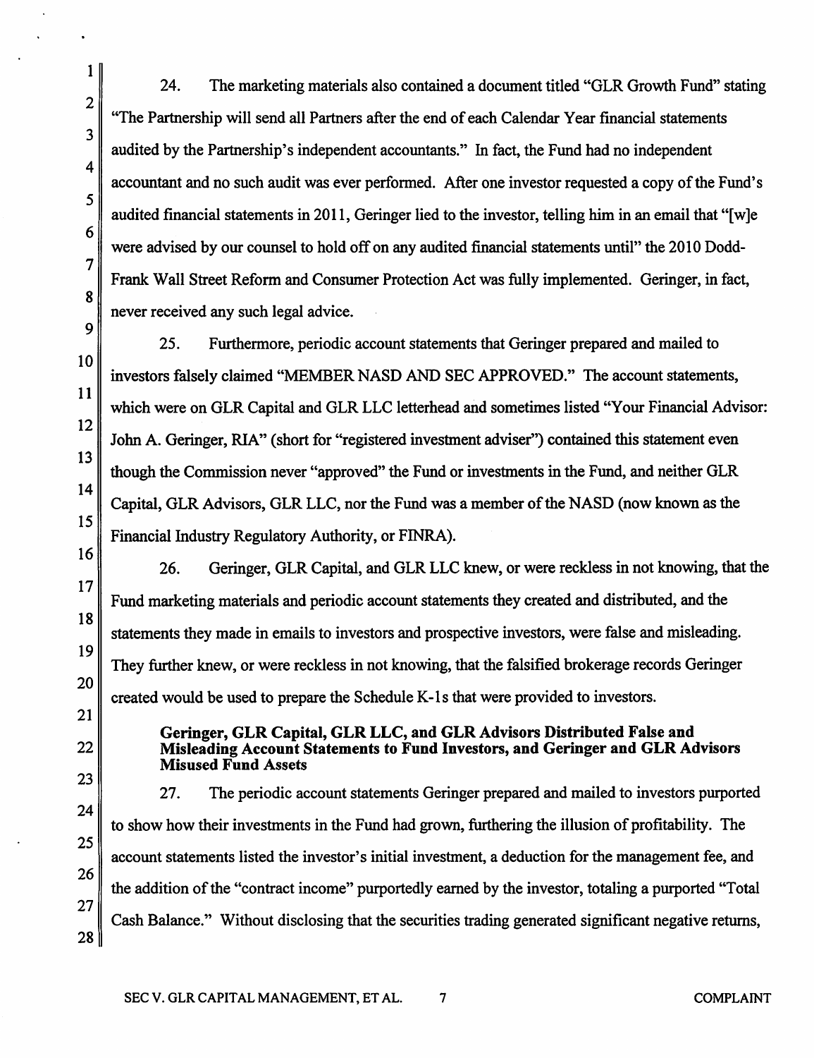24. The marketing materials also contained a document titled "GLR Growth Fund" stating "The Partnership will send all Partners after the end of each Calendar Year financial statements audited by the Partnership's independent accountants." In fact, the Fund had no independent accountant and no such audit was ever performed. After one investor requested a copy of the Fund's audited financial statements in 2011, Geringer lied to the investor, telling him in an email that "[w]e were advised by our counsel to hold off on any audited financial statements until" the 2010 Dodd-Frank Wall Street Reform and Consumer Protection Act was fully implemented. Geringer, in fact, never received any such legal advice.

25. Furthermore, periodic account statements that Geringer prepared and mailed to investors falsely claimed "MEMBER NASD AND SEC APPROVED." The account statements, which were on GLR Capital and GLR LLC letterhead and sometimes listed "Your Financial Advisor: John A. Geringer, RIA" (short for "registered investment adviser") contained this statement even though the Commission never "approved" the Fund or investments in the Fund, and neither GLR Capital, GLR Advisors, GLR LLC, nor the Fund was a member of the NASD (now known as the Financial Industry Regulatory Authority, or FINRA).

26. Geringer, GLR Capital, and GLR LLC knew, or were reckless in not knowing, that the Fund marketing materials and periodic account statements they created and distributed, and the statements they made in emails to investors and prospective investors, were false and misleading. They further knew, or were reckless in not knowing, that the falsified brokerage records Geringer created would be used to prepare the Schedule K-1s that were provided to investors.

**Geringer, GLR Capital, GLR LLC, and GLR Advisors Distributed False and Misleading Account Statements to Fund Investors, and Geringer and GLR Advisors Misused Fund Assets**

27. The periodic account statements Geringer prepared and mailed to investors purported to show how their investments in the Fund had grown, furthering the illusion of profitability. The account statements listed the investor's initial investment, a deduction for the management fee, and the addition of the "contract income" purportedly earned by the investor, totaling a purported "Total Cash Balance." Without disclosing that the securities trading generated significant negative returns,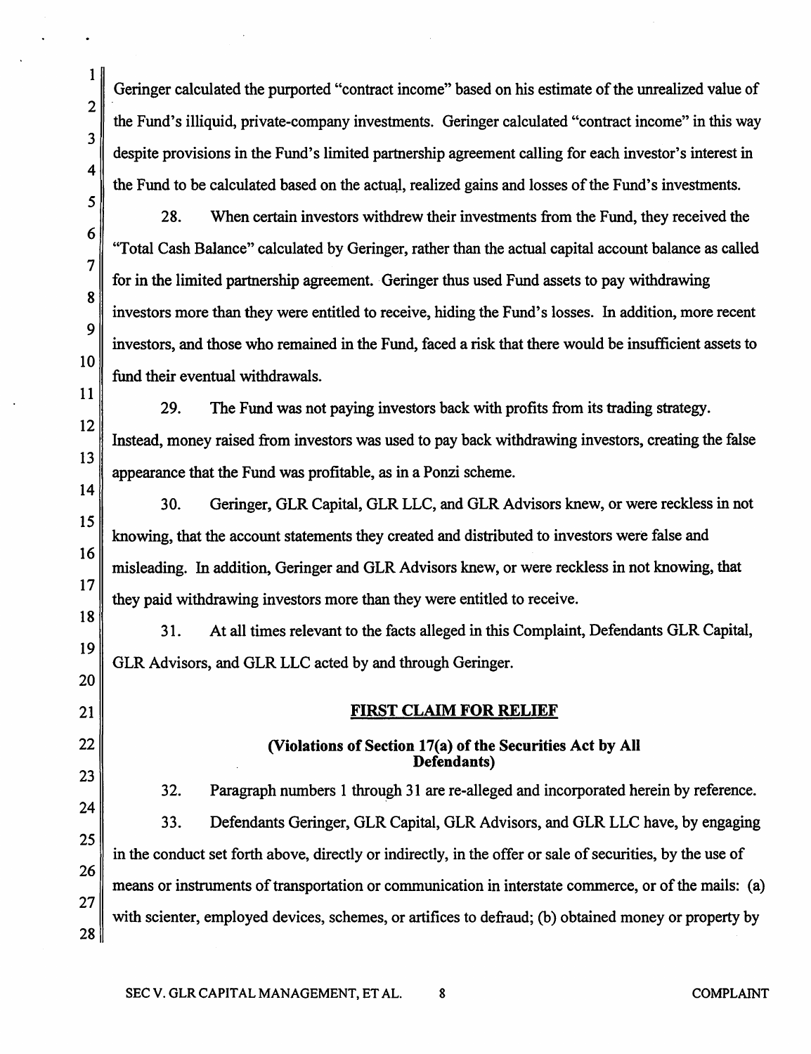Geringer calculated the purported "contract income" based on his estimate of the unrealized value of the Fund's illiquid, private-company investments. Geringer calculated "contract income" in this way despite provisions in the Fund's limited partnership agreement calling for each investor's interest in the Fund to be calculated based on the actual, realized gains and losses of the Fund's investments.

28. When certain investors withdrew their investments from the Fund, they received the "Total Cash Balance" calculated by Geringer, rather than the actual capital account balance as called for in the limited partnership agreement. Geringer thus used Fund assets to pay withdrawing investors more than they were entitled to receive, hiding the Fund's losses. In addition, more recent investors, and those who remained in the Fund, faced a risk that there would be insufficient assets to fund their eventual withdrawals.

29. The Fund was not paying investors back with profits from its trading strategy. Instead, money raised from investors was used to pay back withdrawing investors, creating the false appearance that the Fund was profitable, as in a Ponzi scheme.

30. Geringer, GLR Capital, GLR LLC, and GLR Advisors knew, or were reckless in not knowing, that the account statements they created and distributed to investors were false and misleading. In addition, Geringer and GLR Advisors knew, or were reckless in not knowing, that they paid withdrawing investors more than they were entitled to receive.

31. At all times relevant to the facts alleged in this Complaint, Defendants GLR Capital, GLR Advisors, and GLR LLC acted by and through Geringer.

## FIRST CLAIM FOR RELIEF

### (Violations of Section 17(a) of the Securities Act by All Defendants)

32. Paragraph numbers 1 through 31 are re-alleged and incorporated herein by reference.

33. Defendants Geringer, GLR Capital, GLR Advisors, and GLR LLC have, by engaging in the conduct set forth above, directly or indirectly, in the offer or sale of securities, by the use of means or instruments of transportation or communication in interstate commerce, or of the mails: (a) with scienter, employed devices, schemes, or artifices to defraud; (b) obtained money or property by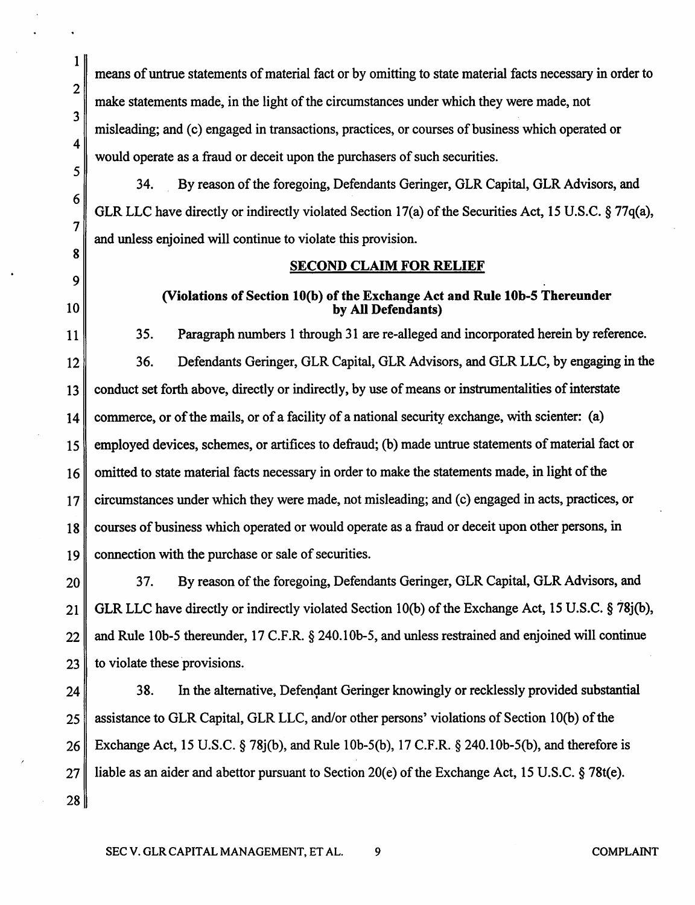means of untrue statements of material fact or by omitting to state material facts necessary in order to make statements made, in the light of the circumstances under which they were made, not misleading; and (c) engaged in transactions, practices, or courses of business which operated or would operate as a fraud or deceit upon the purchasers of such securities.

34. By reason of the foregoing, Defendants Geringer, GLR Capital, GLR Advisors, and GLR LLC have directly or indirectly violated Section 17(a) of the Securities Act, 15 U.S.C. § 77q(a), and unless enjoined will continue to violate this provision.

## SECOND CLAIM FOR RELIEF

### (Violations of Section 10(b) of the Exchange Act and Rule 10b-5 Thereunder by All Defendants)

35. Paragraph numbers 1 through 31 are re-alleged and incorporated herein by reference.

36. Defendants Geringer, GLR Capital, GLR Advisors, and GLR LLC, by engaging in the conduct set forth above, directly or indirectly, by use of means or instrumentalities of interstate commerce, or of the mails, or of a facility of a national security exchange, with scienter: (a) employed devices, schemes, or artifices to defraud; (b) made untrue statements of material fact or omitted to state material facts necessary in order to make the statements made, in light of the circumstances under which they were made, not misleading; and (c) engaged in acts, practices, or courses of business which operated or would operate as a fraud or deceit upon other persons, in connection with the purchase or sale of securities.

37. By reason of the foregoing, Defendants Geringer, GLR Capital, GLR Advisors, and GLR LLC have directly or indirectly violated Section 10(b) of the Exchange Act, 15 U.S.C. § 78j(b), and Rule 10b-5 thereunder, 17 C.F.R. § 240.10b-5, and unless restrained and enjoined will continue to violate these provisions.

38. In the alternative, Defendant Geringer knowingly or recklessly provided substantial assistance to GLR Capital, GLR LLC, and/or other persons' violations of Section 10(b) of the Exchange Act, 15 U.S.C. § 78j(b), and Rule 10b-5(b), 17 C.F.R. § 240.10b-5(b), and therefore is liable as an aider and abettor pursuant to Section 20(e) of the Exchange Act, 15 U.S.C. § 78t(e).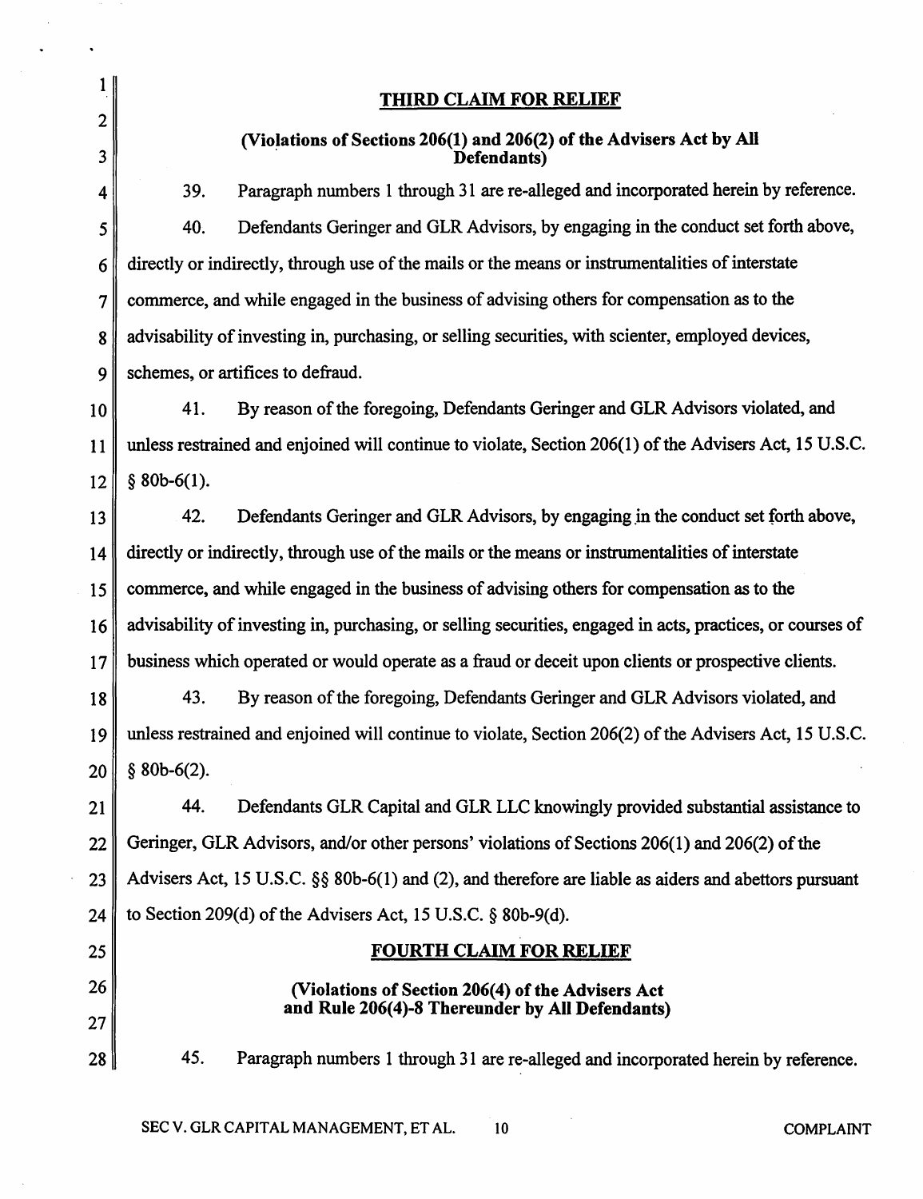## THIRD CLAIM FOR RELIEF

### (Violations of Sections 206(1) and 206(2) of the Advisers Act by All Defendants)

39. Paragraph numbers 1 through 31 are re-alleged and incorporated herein by reference.

40. Defendants Geringer and GLR Advisors, by engaging in the conduct set forth above, directly or indirectly, through use of the mails or the means or instrumentalities of interstate commerce, and while engaged in the business of advising others for compensation as to the advisability of investing in, purchasing, or selling securities, with scienter, employed devices, schemes, or artifices to defraud.

41. By reason of the foregoing, Defendants Geringer and GLR Advisors violated, and unless restrained and enjoined will continue to violate, Section 206(1) of the Advisers Act, 15 U.S.C. § 80b-6(1).

42. Defendants Geringer and GLR Advisors, by engaging in the conduct set forth above, directly or indirectly, through use of the mails or the means or instrumentalities of interstate commerce, and while engaged in the business of advising others for compensation as to the advisability of investing in, purchasing, or selling securities, engaged in acts, practices, or courses of business which operated or would operate as a fraud or deceit upon clients or prospective clients.

43. By reason of the foregoing, Defendants Geringer and GLR Advisors violated, and unless restrained and enjoined will continue to violate, Section 206(2) of the Advisers Act, 15 U.S.C. § 80b-6(2).

44. Defendants GLR Capital and GLR LLC knowingly provided substantial assistance to Geringer, GLR Advisors, and/or other persons' violations of Sections 206(1) and 206(2) of the Advisers Act, 15 U.S.C. §§ 80b-6(1) and (2), and therefore are liable as aiders and abettors pursuant to Section 209(d) of the Advisers Act, 15 U.S.C. § 80b-9(d).

## FOURTH CLAIM FOR RELIEF

### (Violations of Section 206(4) of the Advisers Act and Rule 206(4)-8 Thereunder by All Defendants)

45. Paragraph numbers 1 through 31 are re-alleged and incorporated herein by reference.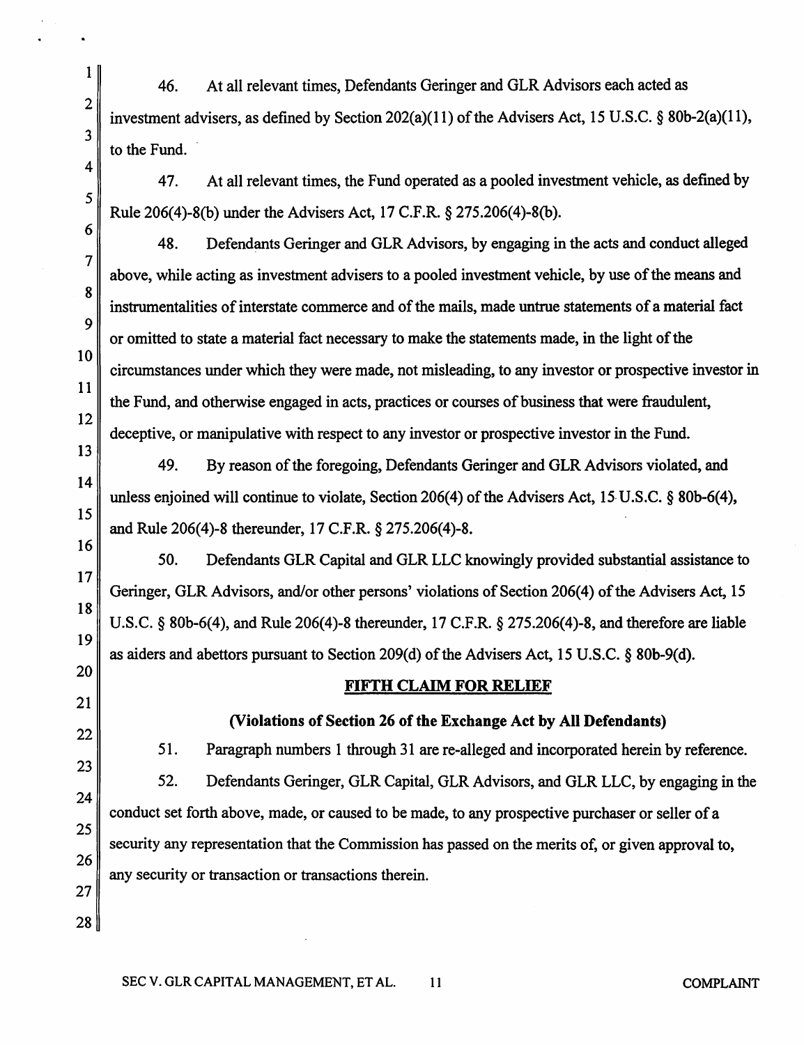46. At all relevant times, Defendants Geringer and GLR Advisors each acted as investment advisers, as defined by Section 202(a)(11) of the Advisers Act, 15 U.S.C. § 80b-2(a)(11), to the Fund.

47. At all relevant times, the Fund operated as a pooled investment vehicle, as defined by Rule 206(4)-8(b) under the Advisers Act, 17 C.F.R. § 275.206(4)-8(b).

48. Defendants Geringer and GLR Advisors, by engaging in the acts and conduct alleged above, while acting as investment advisers to a pooled investment vehicle, by use of the means and instrumentalities of interstate commerce and of the mails, made untrue statements of a material fact or omitted to state a material fact necessary to make the statements made, in the light of the circumstances under which they were made, not misleading, to any investor or prospective investor in the Fund, and otherwise engaged in acts, practices or courses of business that were fraudulent, deceptive, or manipulative with respect to any investor or prospective investor in the Fund.

49. By reason of the foregoing, Defendants Geringer and GLR Advisors violated, and unless enjoined will continue to violate, Section 206(4) of the Advisers Act, 15 U.S.C. § 80b-6(4), and Rule 206(4)-8 thereunder, 17 C.F.R. § 275.206(4)-8.

50. Defendants GLR Capital and GLR LLC knowingly provided substantial assistance to Geringer, GLR Advisors, and/or other persons' violations of Section 206(4) of the Advisers Act, 15 U.S.C. § 80b-6(4), and Rule 206(4)-8 thereunder, 17 C.F.R. § 275.206(4)-8, and therefore are liable as aiders and abettors pursuant to Section 209(d) of the Advisers Act, 15 U.S.C. § 80b-9(d).

## FIFTH CLAIM FOR RELIEF

### (Violations of Section 26 of the Exchange Act by All Defendants)

51. Paragraph numbers 1 through 31 are re-alleged and incorporated herein by reference.

52. Defendants Geringer, GLR Capital, GLR Advisors, and GLR LLC, by engaging in the conduct set forth above, made, or caused to be made, to any prospective purchaser or seller of a security any representation that the Commission has passed on the merits of, or given approval to, any security or transaction or transactions therein.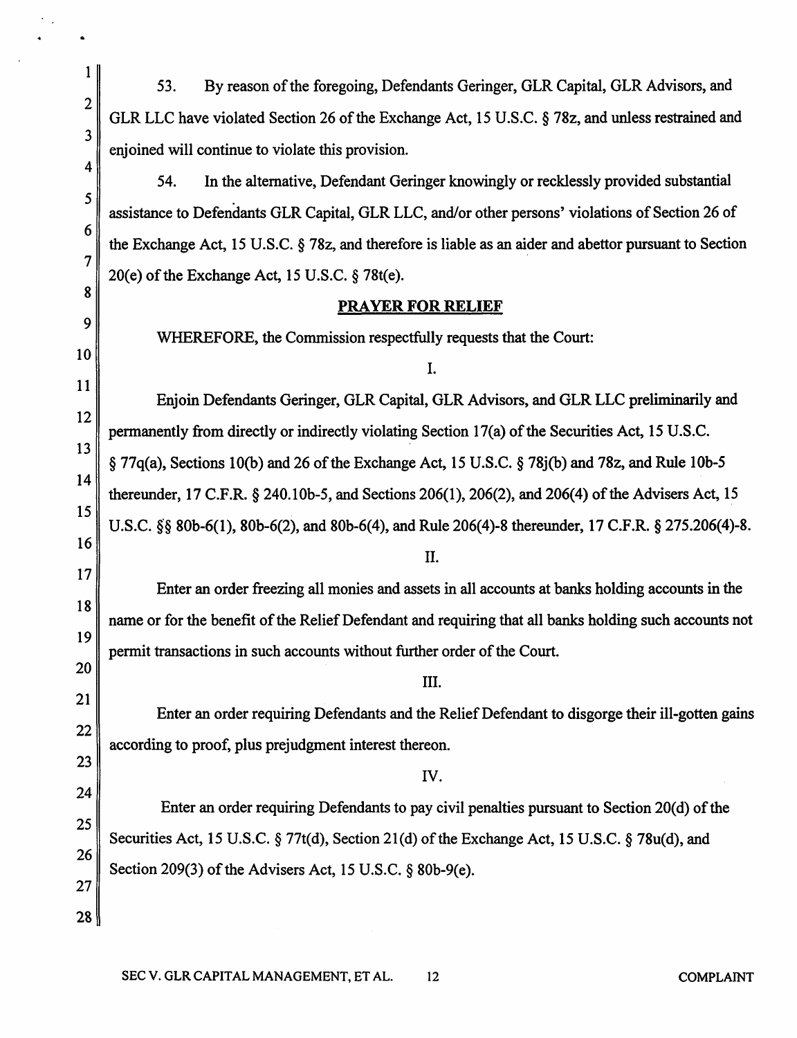53. By reason of the foregoing, Defendants Geringer, GLR Capital, GLR Advisors, and GLR LLC have violated Section 26 of the Exchange Act, 15 U.S.C. § 78z, and unless restrained and enjoined will continue to violate this provision.

54. In the alternative, Defendant Geringer knowingly or recklessly provided substantial assistance to Defendants GLR Capital, GLR LLC, and/or other persons' violations of Section 26 of the Exchange Act, 15 U.S.C. § 78z, and therefore is liable as an aider and abettor pursuant to Section 20(e) of the Exchange Act, 15 U.S.C. § 78t(e).

## PRAYER FOR RELIEF

WHEREFORE, the Commission respectfully requests that the Court:

I.

Enjoin Defendants Geringer, GLR Capital, GLR Advisors, and GLR LLC preliminarily and permanently from directly or indirectly violating Section 17(a) of the Securities Act, 15 U.S.C. § 77q(a), Sections 10(b) and 26 of the Exchange Act, 15 U.S.C. § 78j(b) and 78z, and Rule 10b-5 thereunder, 17 C.F.R. § 240.10b-5, and Sections 206(1), 206(2), and 206(4) of the Advisers Act, 15 U.S.C. §§ 80b-6(1), 80b-6(2), and 80b-6(4), and Rule 206(4)-8 thereunder, 17 C.F.R. § 275.206(4)-8.

II.

Enter an order freezing all monies and assets in all accounts at banks holding accounts in the name or for the benefit of the Relief Defendant and requiring that all banks holding such accounts not permit transactions in such accounts without further order of the Court.

III.

Enter an order requiring Defendants and the Relief Defendant to disgorge their ill-gotten gains according to proof, plus prejudgment interest thereon.

IV.

Enter an order requiring Defendants to pay civil penalties pursuant to Section 20(d) of the Securities Act, 15 U.S.C. § 77t(d), Section 21(d) of the Exchange Act, 15 U.S.C. § 78u(d), and Section 209(3) of the Advisers Act, 15 U.S.C. § 80b-9(e).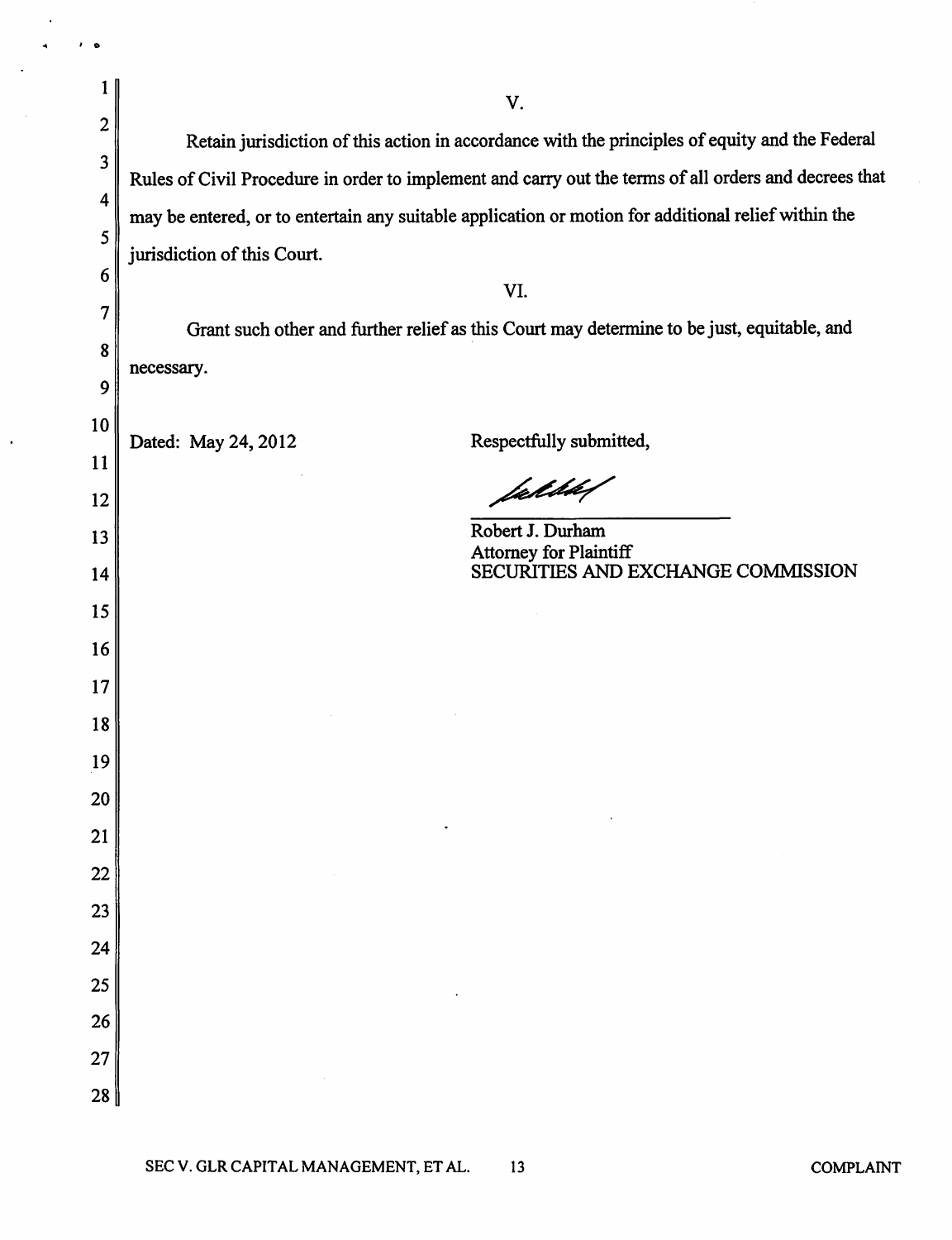V.

Retain jurisdiction of this action in accordance with the principles of equity and the Federal Rules of Civil Procedure in order to implement and carry out the terms of all orders and decrees that may be entered, or to entertain any suitable application or motion for additional relief within the jurisdiction of this Court.

VI.

Grant such other and further relief as this Court may determine to be just, equitable, and necessary.

Dated: May 24, 2012

Respectfully submitted,

Robert J. Durham
Attorney for Plaintiff
SECURITIES AND EXCHANGE COMMISSION